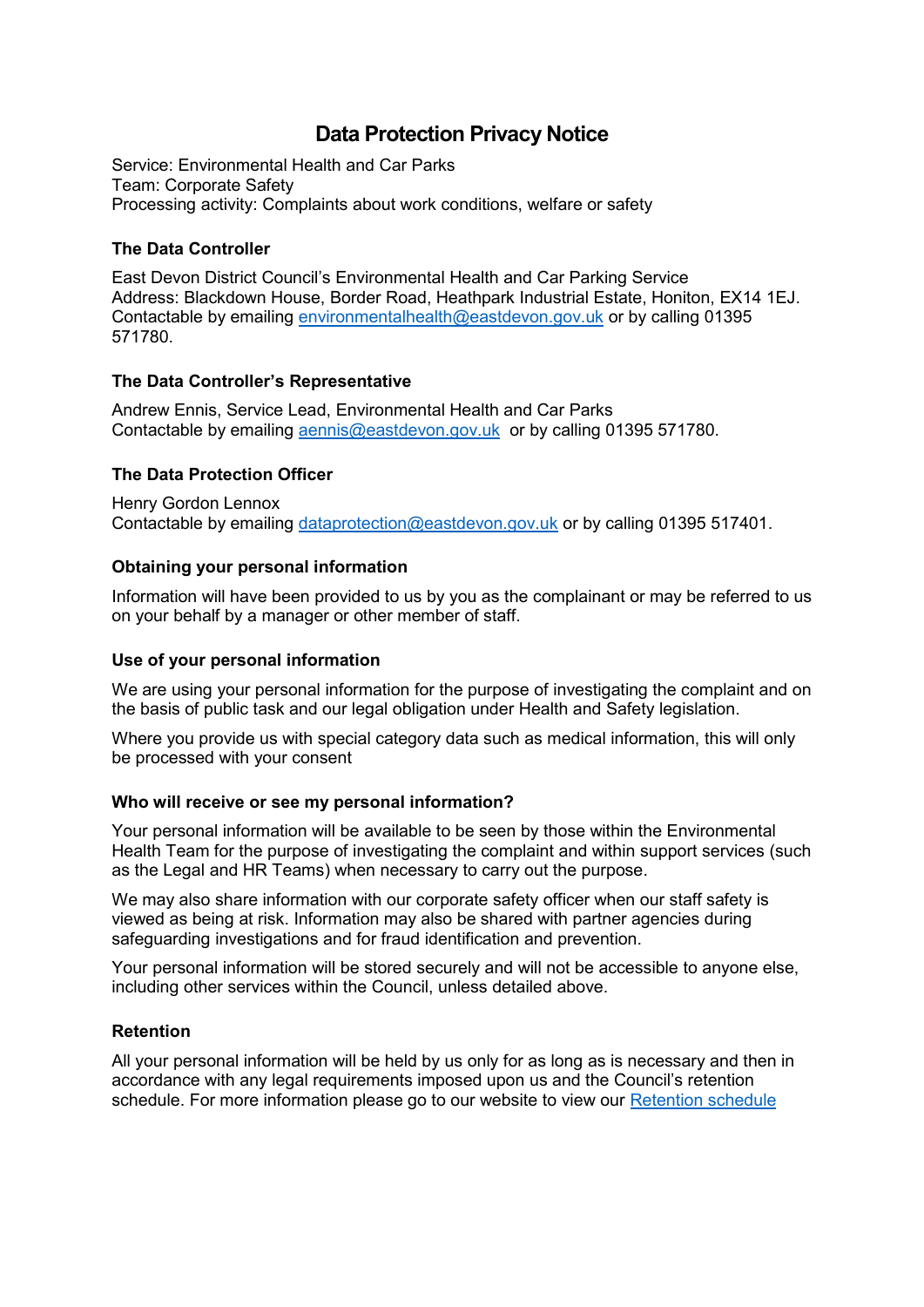# Data Protection Privacy Notice

Service: Environmental Health and Car Parks
Team: Corporate Safety
Processing activity: Complaints about work conditions, welfare or safety

### The Data Controller

East Devon District Council's Environmental Health and Car Parking Service
Address: Blackdown House, Border Road, Heathpark Industrial Estate, Honiton, EX14 1EJ.
Contactable by emailing environmentalhealth@eastdevon.gov.uk or by calling 01395 571780.

### The Data Controller's Representative

Andrew Ennis, Service Lead, Environmental Health and Car Parks
Contactable by emailing aennis@eastdevon.gov.uk or by calling 01395 571780.

### The Data Protection Officer

Henry Gordon Lennox
Contactable by emailing dataprotection@eastdevon.gov.uk or by calling 01395 517401.

### Obtaining your personal information

Information will have been provided to us by you as the complainant or may be referred to us on your behalf by a manager or other member of staff.

### Use of your personal information

We are using your personal information for the purpose of investigating the complaint and on the basis of public task and our legal obligation under Health and Safety legislation.

Where you provide us with special category data such as medical information, this will only be processed with your consent

### Who will receive or see my personal information?

Your personal information will be available to be seen by those within the Environmental Health Team for the purpose of investigating the complaint and within support services (such as the Legal and HR Teams) when necessary to carry out the purpose.

We may also share information with our corporate safety officer when our staff safety is viewed as being at risk. Information may also be shared with partner agencies during safeguarding investigations and for fraud identification and prevention.

Your personal information will be stored securely and will not be accessible to anyone else, including other services within the Council, unless detailed above.

### Retention

All your personal information will be held by us only for as long as is necessary and then in accordance with any legal requirements imposed upon us and the Council's retention schedule. For more information please go to our website to view our Retention schedule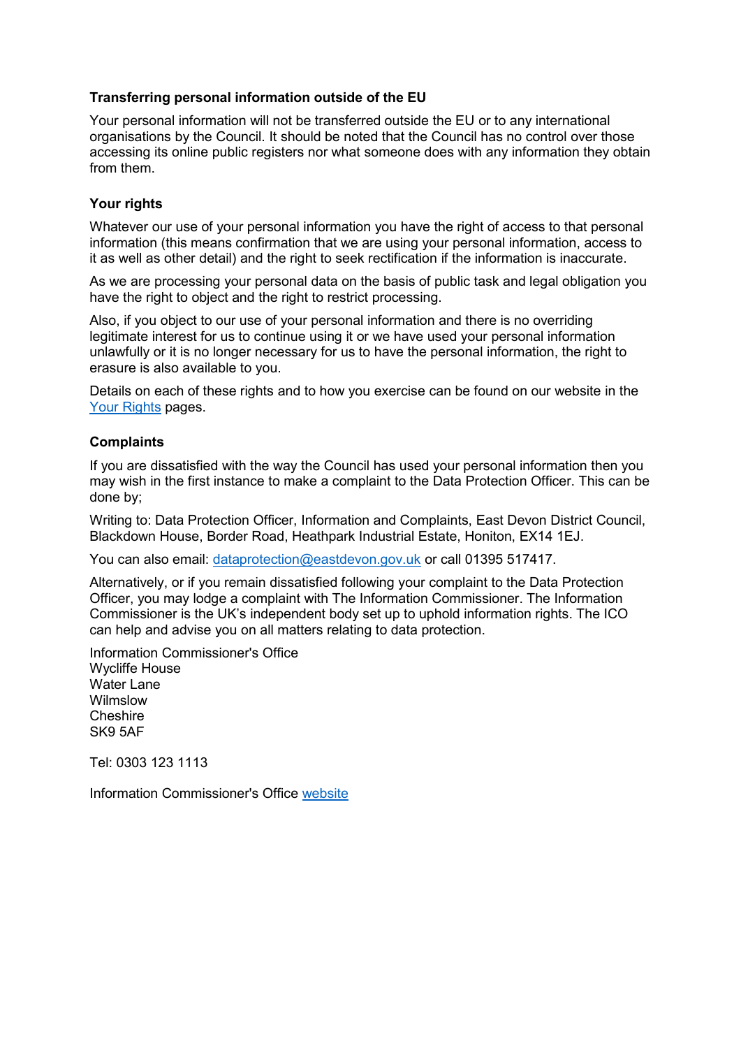## Transferring personal information outside of the EU

Your personal information will not be transferred outside the EU or to any international organisations by the Council. It should be noted that the Council has no control over those accessing its online public registers nor what someone does with any information they obtain from them.

## Your rights

Whatever our use of your personal information you have the right of access to that personal information (this means confirmation that we are using your personal information, access to it as well as other detail) and the right to seek rectification if the information is inaccurate.

As we are processing your personal data on the basis of public task and legal obligation you have the right to object and the right to restrict processing.

Also, if you object to our use of your personal information and there is no overriding legitimate interest for us to continue using it or we have used your personal information unlawfully or it is no longer necessary for us to have the personal information, the right to erasure is also available to you.

Details on each of these rights and to how you exercise can be found on our website in the [Your Rights]() pages.

## Complaints

If you are dissatisfied with the way the Council has used your personal information then you may wish in the first instance to make a complaint to the Data Protection Officer. This can be done by;

Writing to: Data Protection Officer, Information and Complaints, East Devon District Council, Blackdown House, Border Road, Heathpark Industrial Estate, Honiton, EX14 1EJ.

You can also email: [dataprotection@eastdevon.gov.uk](mailto:dataprotection@eastdevon.gov.uk) or call 01395 517417.

Alternatively, or if you remain dissatisfied following your complaint to the Data Protection Officer, you may lodge a complaint with The Information Commissioner. The Information Commissioner is the UK's independent body set up to uphold information rights. The ICO can help and advise you on all matters relating to data protection.

Information Commissioner's Office
Wycliffe House
Water Lane
Wilmslow
Cheshire
SK9 5AF

Tel: 0303 123 1113

Information Commissioner's Office [website]()